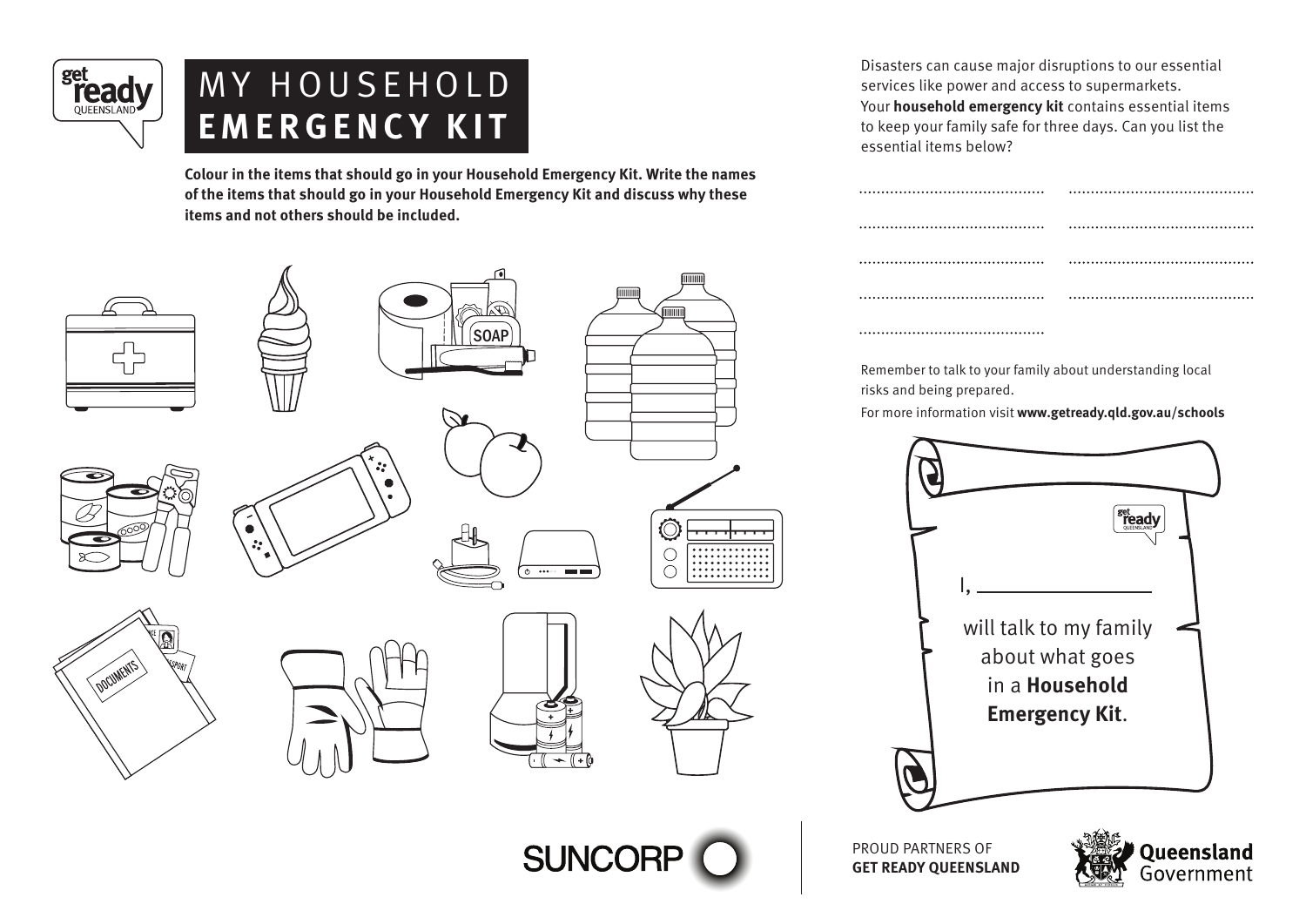# MY HOUSEHOLD **EMERGENCY KIT**

**Colour in the items that should go in your Household Emergency Kit. Write the names of the items that should go in your Household Emergency Kit and discuss why these items and not others should be included.**

Disasters can cause major disruptions to our essential services like power and access to supermarkets. Your **household emergency kit** contains essential items to keep your family safe for three days. Can you list the essential items below?

.......................................... ..........................................

.......................................... ..........................................

.......................................... ..........................................

.......................................... ..........................................

..........................................

Remember to talk to your family about understanding local risks and being prepared.

For more information visit **www.getready.qld.gov.au/schools**

I, ______________

will talk to my family about what goes in a **Household Emergency Kit**.

PROUD PARTNERS OF **GET READY QUEENSLAND**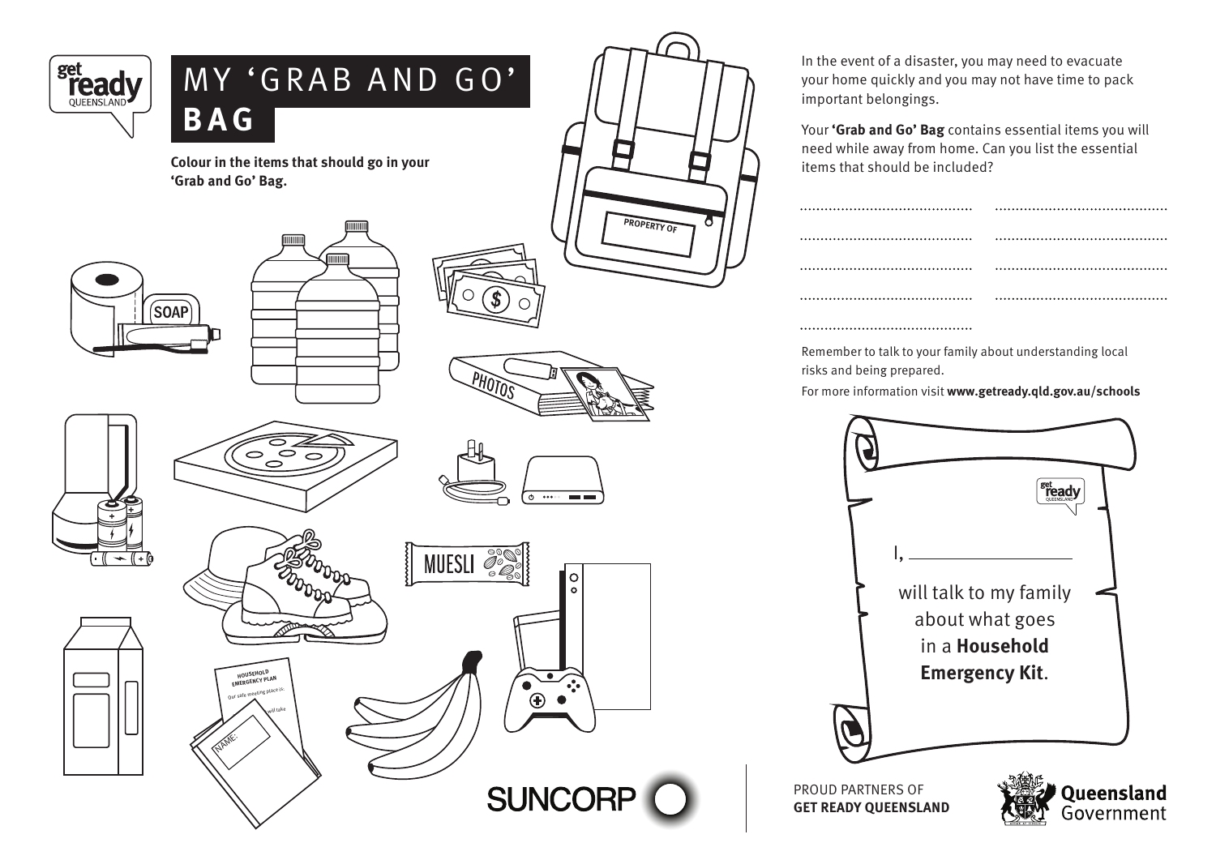# MY 'GRAB AND GO' BAG

**Colour in the items that should go in your 'Grab and Go' Bag.**

In the event of a disaster, you may need to evacuate your home quickly and you may not have time to pack important belongings.

Your **'Grab and Go' Bag** contains essential items you will need while away from home. Can you list the essential items that should be included?

........................................ ........................................

........................................ ........................................

........................................ ........................................

........................................ ........................................

........................................

Remember to talk to your family about understanding local risks and being prepared.

For more information visit **www.getready.qld.gov.au/schools**

I, ____________________

will talk to my family about what goes in a **Household Emergency Kit**.

PROUD PARTNERS OF
**GET READY QUEENSLAND**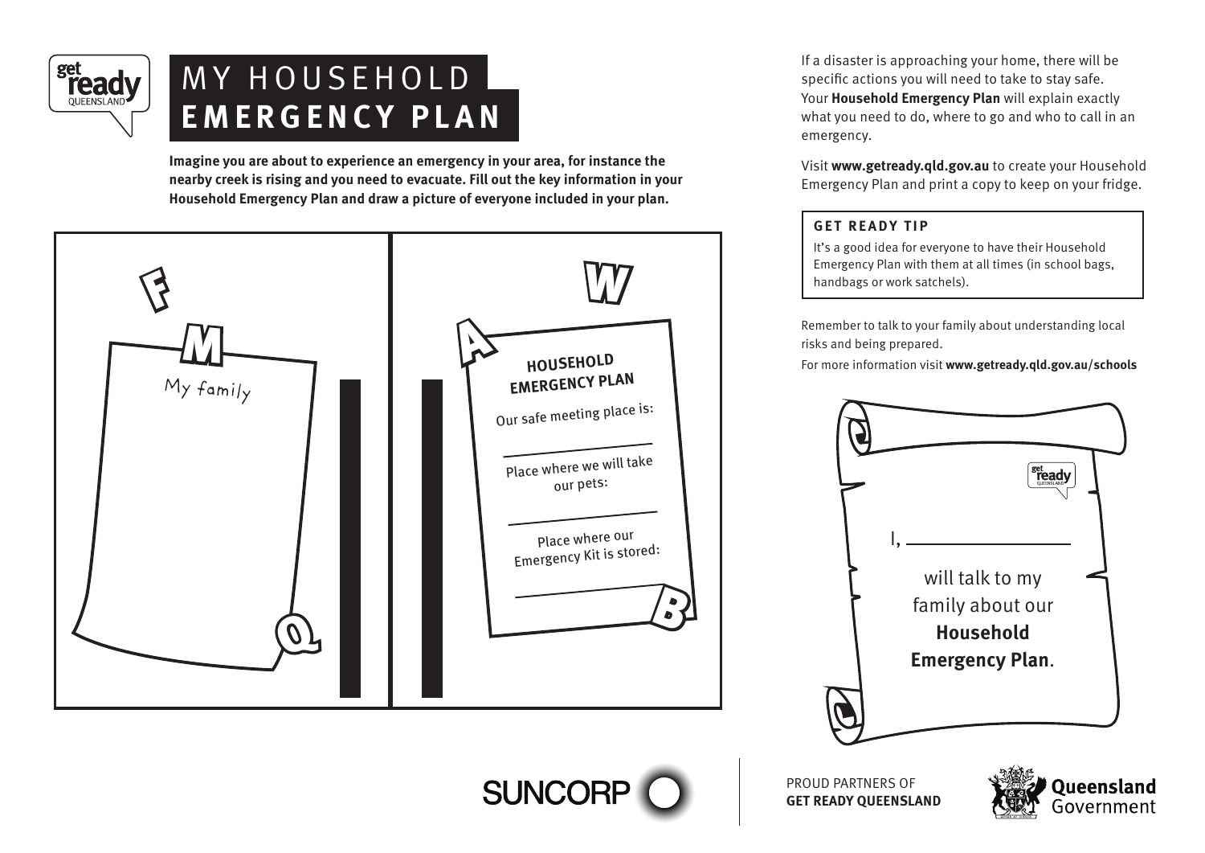# MY HOUSEHOLD **EMERGENCY PLAN**

**Imagine you are about to experience an emergency in your area, for instance the nearby creek is rising and you need to evacuate. Fill out the key information in your Household Emergency Plan and draw a picture of everyone included in your plan.**

F

M

My family

Q

W

A

**HOUSEHOLD EMERGENCY PLAN**

Our safe meeting place is:

______________

Place where we will take our pets:

______________

Place where our Emergency Kit is stored:

______________

B

If a disaster is approaching your home, there will be specific actions you will need to take to stay safe. Your **Household Emergency Plan** will explain exactly what you need to do, where to go and who to call in an emergency.

Visit **www.getready.qld.gov.au** to create your Household Emergency Plan and print a copy to keep on your fridge.

**GET READY TIP**

It's a good idea for everyone to have their Household Emergency Plan with them at all times (in school bags, handbags or work satchels).

Remember to talk to your family about understanding local risks and being prepared.

For more information visit **www.getready.qld.gov.au/schools**

I, ______________

will talk to my family about our **Household Emergency Plan**.

SUNCORP

PROUD PARTNERS OF
**GET READY QUEENSLAND**

Queensland Government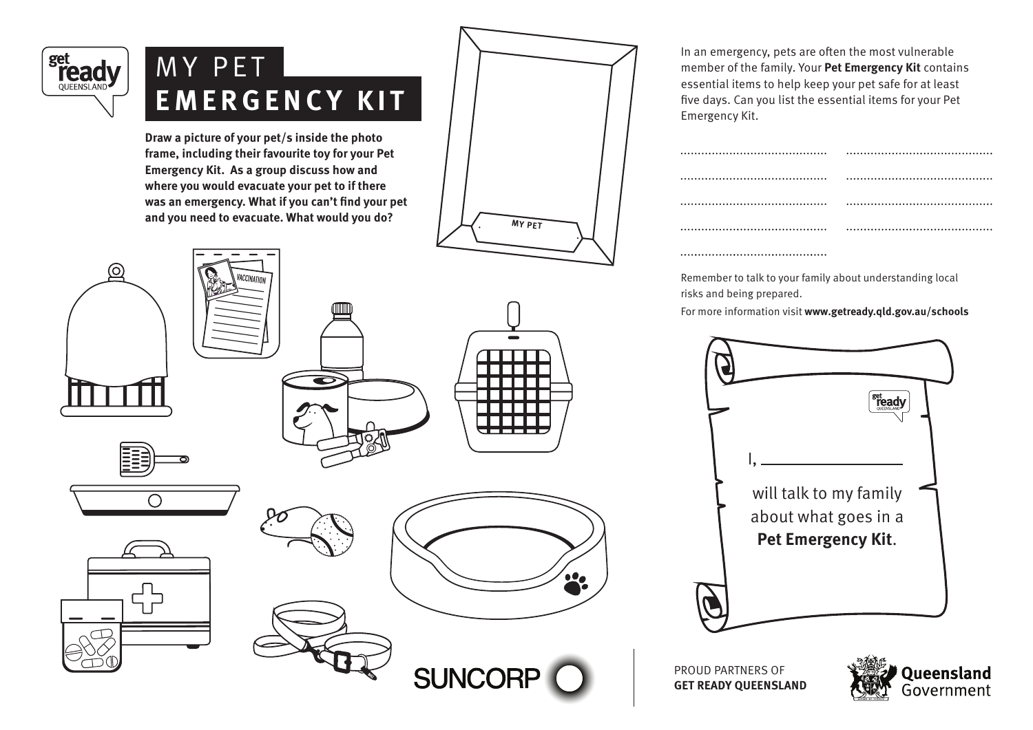# MY PET **EMERGENCY KIT**

**Draw a picture of your pet/s inside the photo frame, including their favourite toy for your Pet Emergency Kit. As a group discuss how and where you would evacuate your pet to if there was an emergency. What if you can't find your pet and you need to evacuate. What would you do?**

MY PET

VACCINATION

In an emergency, pets are often the most vulnerable member of the family. Your **Pet Emergency Kit** contains essential items to help keep your pet safe for at least five days. Can you list the essential items for your Pet Emergency Kit.

.......................................... ..........................................

.......................................... ..........................................

.......................................... ..........................................

.......................................... ..........................................

..........................................

Remember to talk to your family about understanding local risks and being prepared.

For more information visit **www.getready.qld.gov.au/schools**

I, ________________

will talk to my family about what goes in a **Pet Emergency Kit**.

SUNCORP

PROUD PARTNERS OF **GET READY QUEENSLAND**

Queensland Government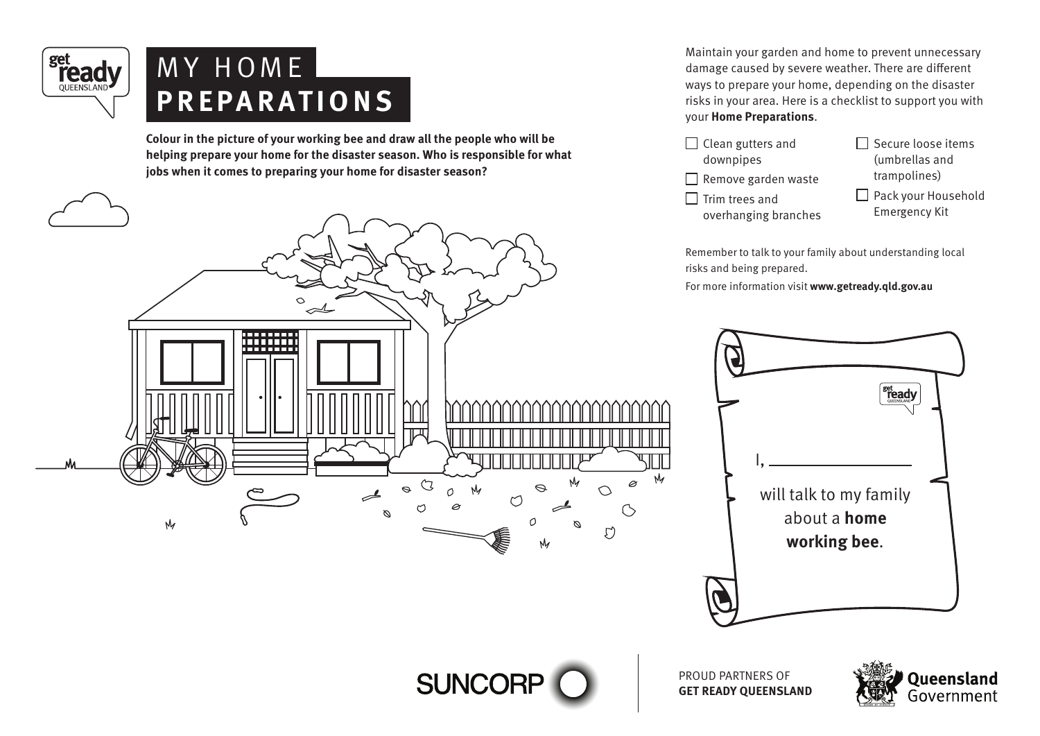# MY HOME **PREPARATIONS**

**Colour in the picture of your working bee and draw all the people who will be helping prepare your home for the disaster season. Who is responsible for what jobs when it comes to preparing your home for disaster season?**

Maintain your garden and home to prevent unnecessary damage caused by severe weather. There are different ways to prepare your home, depending on the disaster risks in your area. Here is a checklist to support you with your **Home Preparations**.

- [ ] Clean gutters and downpipes
- [ ] Remove garden waste
- [ ] Trim trees and overhanging branches
- [ ] Secure loose items (umbrellas and trampolines)
- [ ] Pack your Household Emergency Kit

Remember to talk to your family about understanding local risks and being prepared.

For more information visit **www.getready.qld.gov.au**

I, ____________________

will talk to my family about a **home working bee**.

PROUD PARTNERS OF **GET READY QUEENSLAND**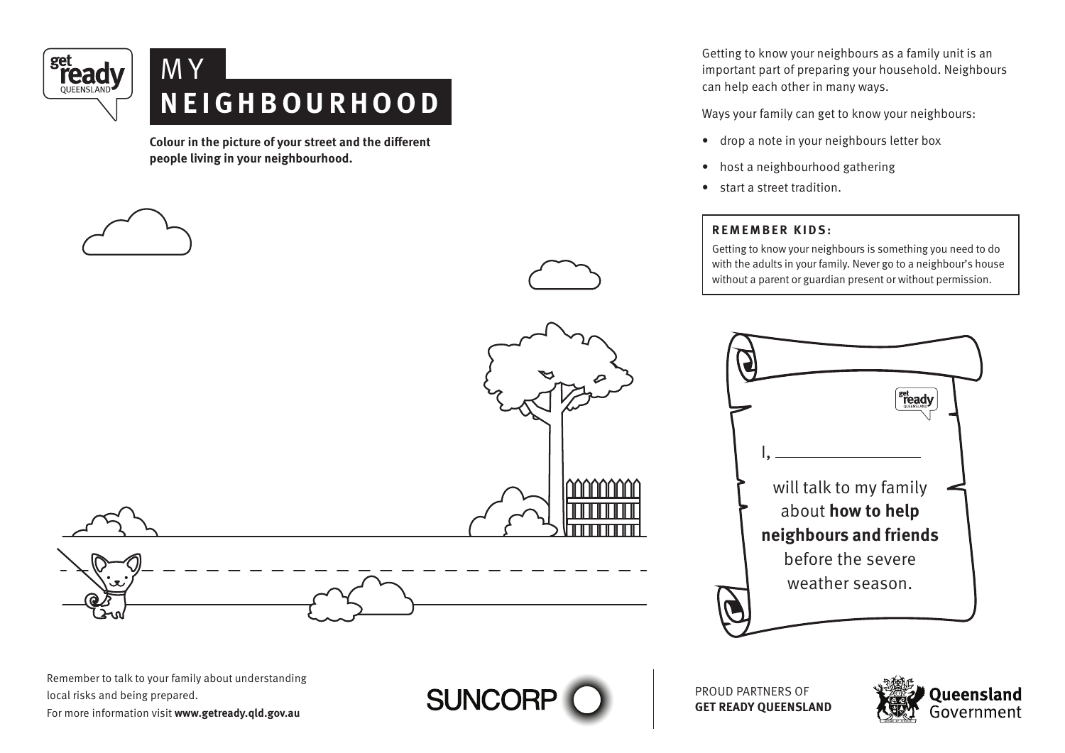# MY NEIGHBOURHOOD

**Colour in the picture of your street and the different people living in your neighbourhood.**

Getting to know your neighbours as a family unit is an important part of preparing your household. Neighbours can help each other in many ways.

Ways your family can get to know your neighbours:

- drop a note in your neighbours letter box
- host a neighbourhood gathering
- start a street tradition.

**REMEMBER KIDS:**

Getting to know your neighbours is something you need to do with the adults in your family. Never go to a neighbour's house without a parent or guardian present or without permission.

I, ____________________

will talk to my family about **how to help neighbours and friends** before the severe weather season.

Remember to talk to your family about understanding local risks and being prepared.
For more information visit **www.getready.qld.gov.au**

PROUD PARTNERS OF
**GET READY QUEENSLAND**